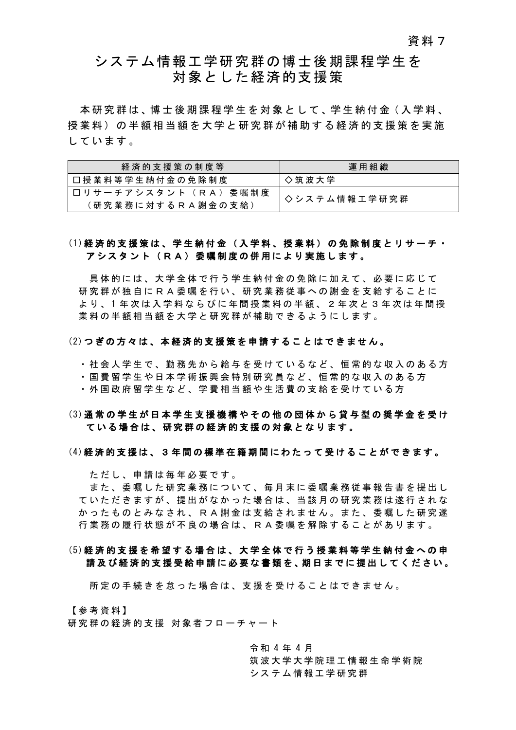資料７

# システム情報工学研究群の博士後期課程学生を対象とした経済的支援策

本研究群は、博士後期課程学生を対象として、学生納付金（入学料、授業料）の半額相当額を大学と研究群が補助する経済的支援策を実施しています。

| 経済的支援策の制度等 | 運用組織 |
| --- | --- |
| □授業料等学生納付金の免除制度 | ◇筑波大学 |
| □リサーチアシスタント（ＲＡ）委嘱制度（研究業務に対するＲＡ謝金の支給） | ◇システム情報工学研究群 |

**(1)経済的支援策は、学生納付金（入学料、授業料）の免除制度とリサーチ・アシスタント（ＲＡ）委嘱制度の併用により実施します。**

具体的には、大学全体で行う学生納付金の免除に加えて、必要に応じて研究群が独自にＲＡ委嘱を行い、研究業務従事への謝金を支給することにより、1年次は入学料ならびに年間授業料の半額、２年次と３年次は年間授業料の半額相当額を大学と研究群が補助できるようにします。

**(2)つぎの方々は、本経済的支援策を申請することはできません。**

- 社会人学生で、勤務先から給与を受けているなど、恒常的な収入のある方
- 国費留学生や日本学術振興会特別研究員など、恒常的な収入のある方
- 外国政府留学生など、学費相当額や生活費の支給を受けている方

**(3)通常の学生が日本学生支援機構やその他の団体から貸与型の奨学金を受けている場合は、研究群の経済的支援の対象となります。**

**(4)経済的支援は、３年間の標準在籍期間にわたって受けることができます。**

ただし、申請は毎年必要です。

また、委嘱した研究業務について、毎月末に委嘱業務従事報告書を提出していただきますが、提出がなかった場合は、当該月の研究業務は遂行されなかったものとみなされ、ＲＡ謝金は支給されません。また、委嘱した研究遂行業務の履行状態が不良の場合は、ＲＡ委嘱を解除することがあります。

**(5)経済的支援を希望する場合は、大学全体で行う授業料等学生納付金への申請及び経済的支援受給申請に必要な書類を、期日までに提出してください。**

所定の手続きを怠った場合は、支援を受けることはできません。

【参考資料】
研究群の経済的支援 対象者フローチャート

令和４年４月
筑波大学大学院理工情報生命学術院
システム情報工学研究群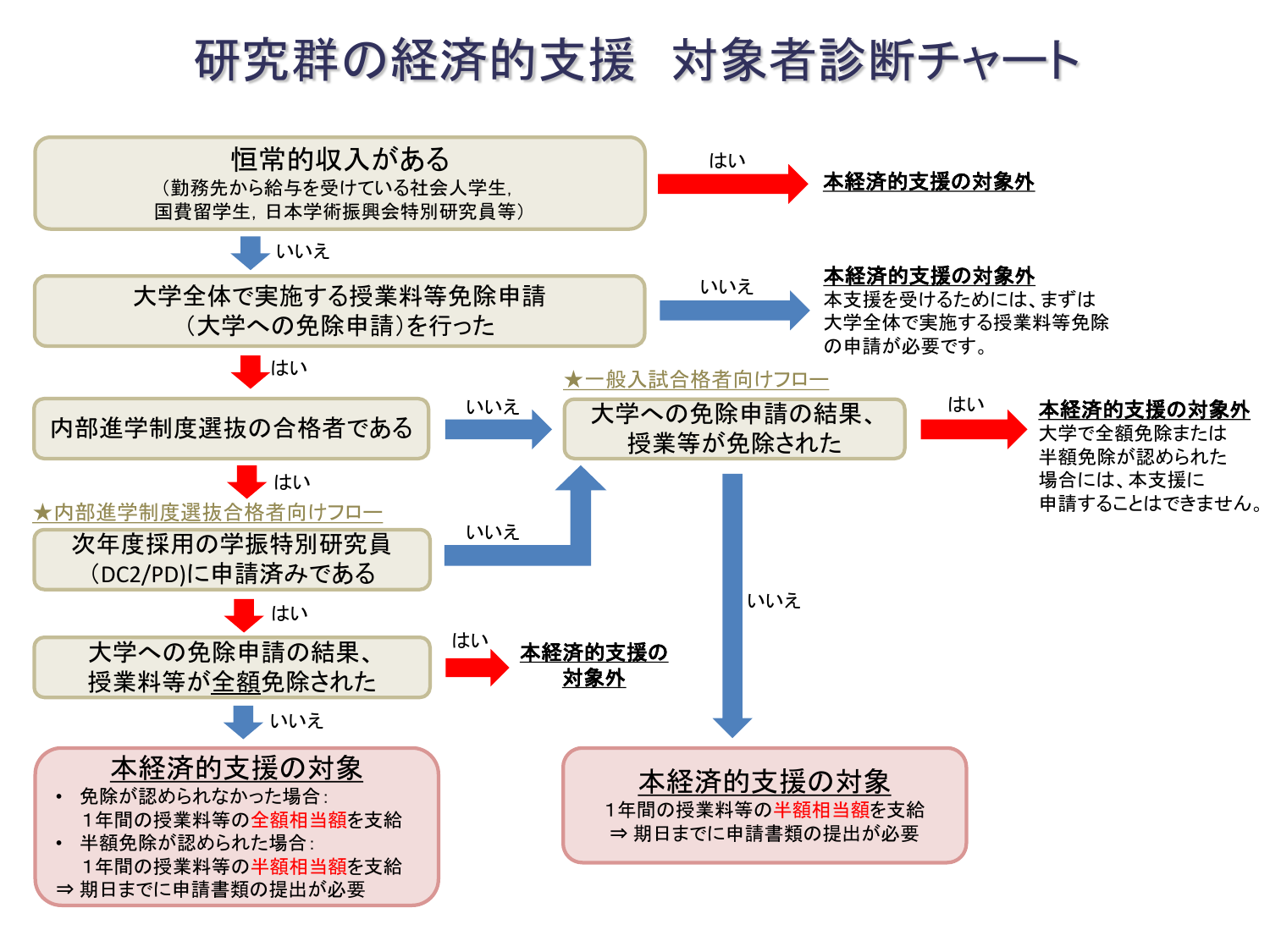# 研究群の経済的支援　対象者診断チャート

**恒常的収入がある**
（勤務先から給与を受けている社会人学生，国費留学生，日本学術振興会特別研究員等）

- はい → **本経済的支援の対象外**
- いいえ ↓

**大学全体で実施する授業料等免除申請（大学への免除申請）を行った**

- いいえ → **本経済的支援の対象外**
  本支援を受けるためには、まずは大学全体で実施する授業料等免除の申請が必要です。
- はい ↓

**内部進学制度選抜の合格者である**

- いいえ → ★一般入試合格者向けフロー へ
- はい ↓

## ★内部進学制度選抜合格者向けフロー

**次年度採用の学振特別研究員（DC2/PD）に申請済みである**

- いいえ → ★一般入試合格者向けフロー（大学への免除申請の結果、授業等が免除された）へ
- はい ↓

**大学への免除申請の結果、授業料等が全額免除された**

- はい → **本経済的支援の対象外**
- いいえ ↓

**本経済的支援の対象**

- 免除が認められなかった場合：
  1年間の授業料等の全額相当額を支給
- 半額免除が認められた場合：
  1年間の授業料等の半額相当額を支給

⇒ 期日までに申請書類の提出が必要

## ★一般入試合格者向けフロー

**大学への免除申請の結果、授業等が免除された**

- はい → **本経済的支援の対象外**
  大学で全額免除または半額免除が認められた場合には、本支援に申請することはできません。
- いいえ ↓

**本経済的支援の対象**

1年間の授業料等の半額相当額を支給
⇒ 期日までに申請書類の提出が必要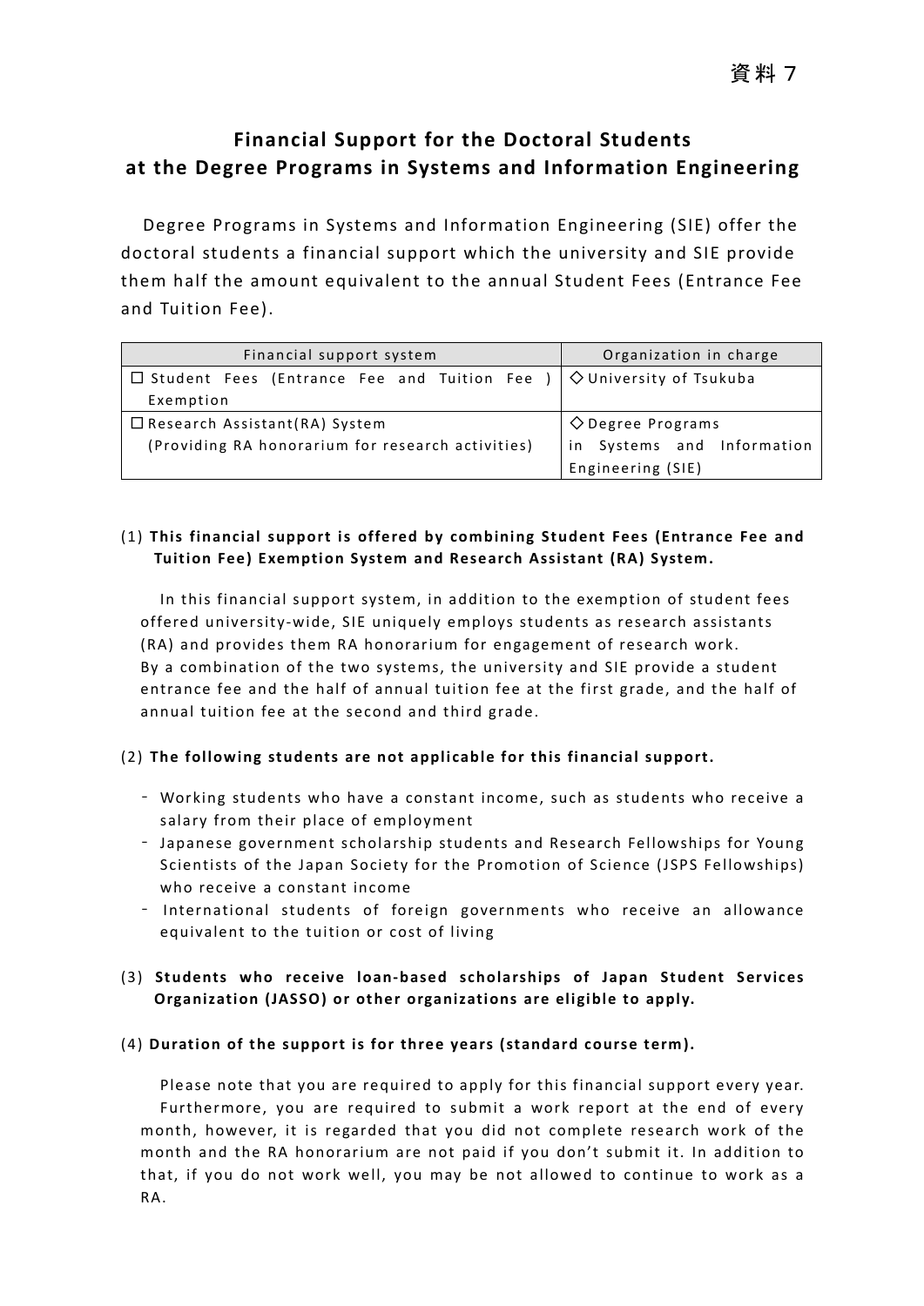資料７

# Financial Support for the Doctoral Students at the Degree Programs in Systems and Information Engineering

Degree Programs in Systems and Information Engineering (SIE) offer the doctoral students a financial support which the university and SIE provide them half the amount equivalent to the annual Student Fees (Entrance Fee and Tuition Fee).

| Financial support system | Organization in charge |
|---|---|
| □ Student Fees (Entrance Fee and Tuition Fee ) Exemption | ◇ University of Tsukuba |
| □ Research Assistant(RA) System (Providing RA honorarium for research activities) | ◇ Degree Programs in Systems and Information Engineering (SIE) |

(1) **This financial support is offered by combining Student Fees (Entrance Fee and Tuition Fee) Exemption System and Research Assistant (RA) System.**

In this financial support system, in addition to the exemption of student fees offered university-wide, SIE uniquely employs students as research assistants (RA) and provides them RA honorarium for engagement of research work. By a combination of the two systems, the university and SIE provide a student entrance fee and the half of annual tuition fee at the first grade, and the half of annual tuition fee at the second and third grade.

(2) **The following students are not applicable for this financial support.**

- Working students who have a constant income, such as students who receive a salary from their place of employment
- Japanese government scholarship students and Research Fellowships for Young Scientists of the Japan Society for the Promotion of Science (JSPS Fellowships) who receive a constant income
- International students of foreign governments who receive an allowance equivalent to the tuition or cost of living

(3) **Students who receive loan-based scholarships of Japan Student Services Organization (JASSO) or other organizations are eligible to apply.**

(4) **Duration of the support is for three years (standard course term).**

Please note that you are required to apply for this financial support every year.
Furthermore, you are required to submit a work report at the end of every month, however, it is regarded that you did not complete research work of the month and the RA honorarium are not paid if you don't submit it. In addition to that, if you do not work well, you may be not allowed to continue to work as a RA.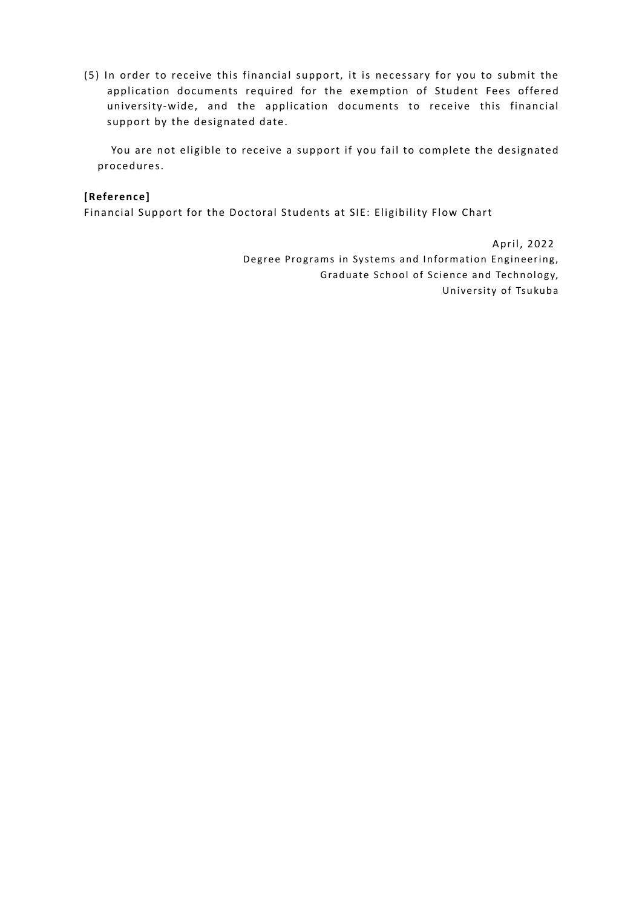(5) In order to receive this financial support, it is necessary for you to submit the application documents required for the exemption of Student Fees offered university-wide, and the application documents to receive this financial support by the designated date.

You are not eligible to receive a support if you fail to complete the designated procedures.

**[Reference]**

Financial Support for the Doctoral Students at SIE: Eligibility Flow Chart

April, 2022

Degree Programs in Systems and Information Engineering,
Graduate School of Science and Technology,
University of Tsukuba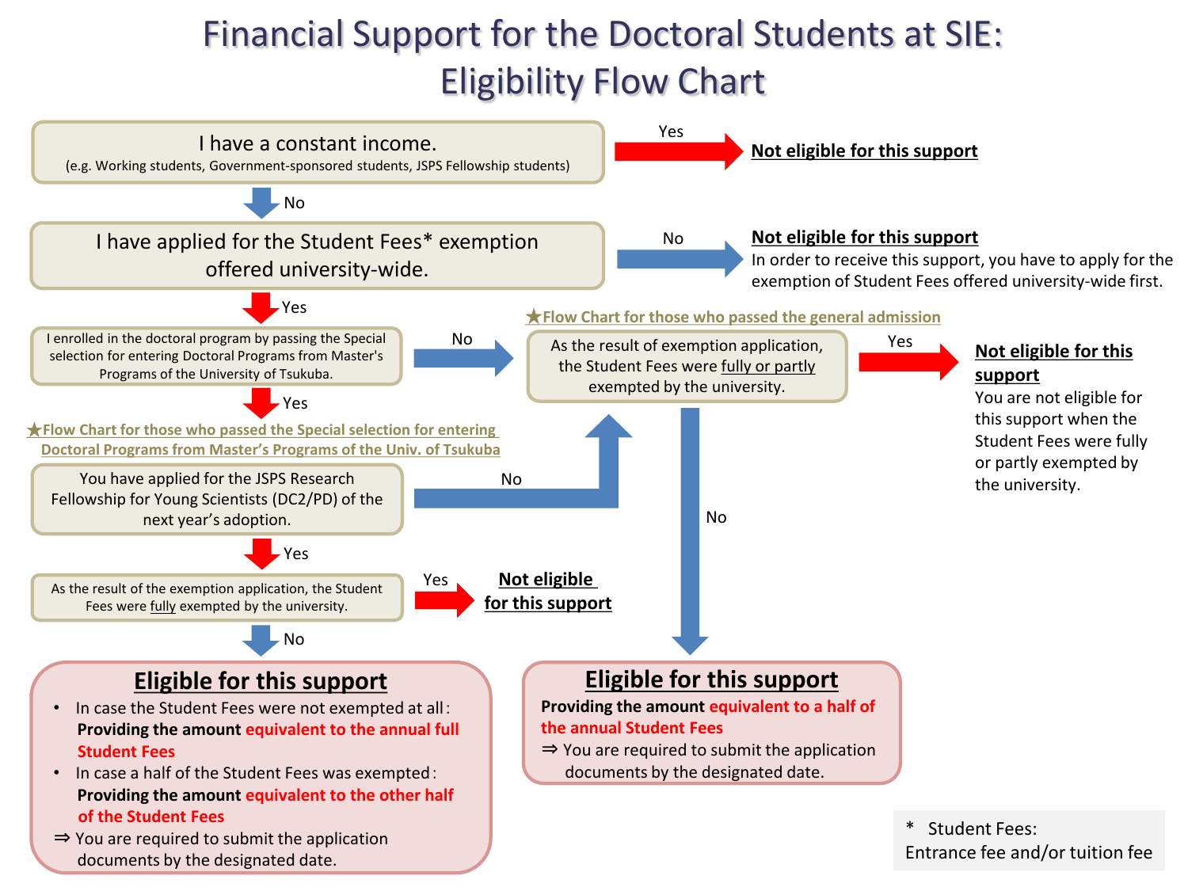# Financial Support for the Doctoral Students at SIE: Eligibility Flow Chart

I have a constant income.
(e.g. Working students, Government-sponsored students, JSPS Fellowship students)

Yes → **Not eligible for this support**

No ↓

I have applied for the Student Fees* exemption offered university-wide.

No → **Not eligible for this support**
In order to receive this support, you have to apply for the exemption of Student Fees offered university-wide first.

Yes ↓

I enrolled in the doctoral program by passing the Special selection for entering Doctoral Programs from Master's Programs of the University of Tsukuba.

No → ★Flow Chart for those who passed the general admission

Yes ↓

★Flow Chart for those who passed the Special selection for entering Doctoral Programs from Master's Programs of the Univ. of Tsukuba

You have applied for the JSPS Research Fellowship for Young Scientists (DC2/PD) of the next year's adoption.

No → ★Flow Chart for those who passed the general admission

Yes ↓

As the result of the exemption application, the Student Fees were fully exempted by the university.

Yes → **Not eligible for this support**

No ↓

## Eligible for this support

- In case the Student Fees were not exempted at all: **Providing the amount equivalent to the annual full Student Fees**
- In case a half of the Student Fees was exempted: **Providing the amount equivalent to the other half of the Student Fees**

⇒ You are required to submit the application documents by the designated date.

---

★Flow Chart for those who passed the general admission

As the result of exemption application, the Student Fees were fully or partly exempted by the university.

Yes → **Not eligible for this support**
You are not eligible for this support when the Student Fees were fully or partly exempted by the university.

No ↓

## Eligible for this support

**Providing the amount equivalent to a half of the annual Student Fees**

⇒ You are required to submit the application documents by the designated date.

---

\* Student Fees: Entrance fee and/or tuition fee